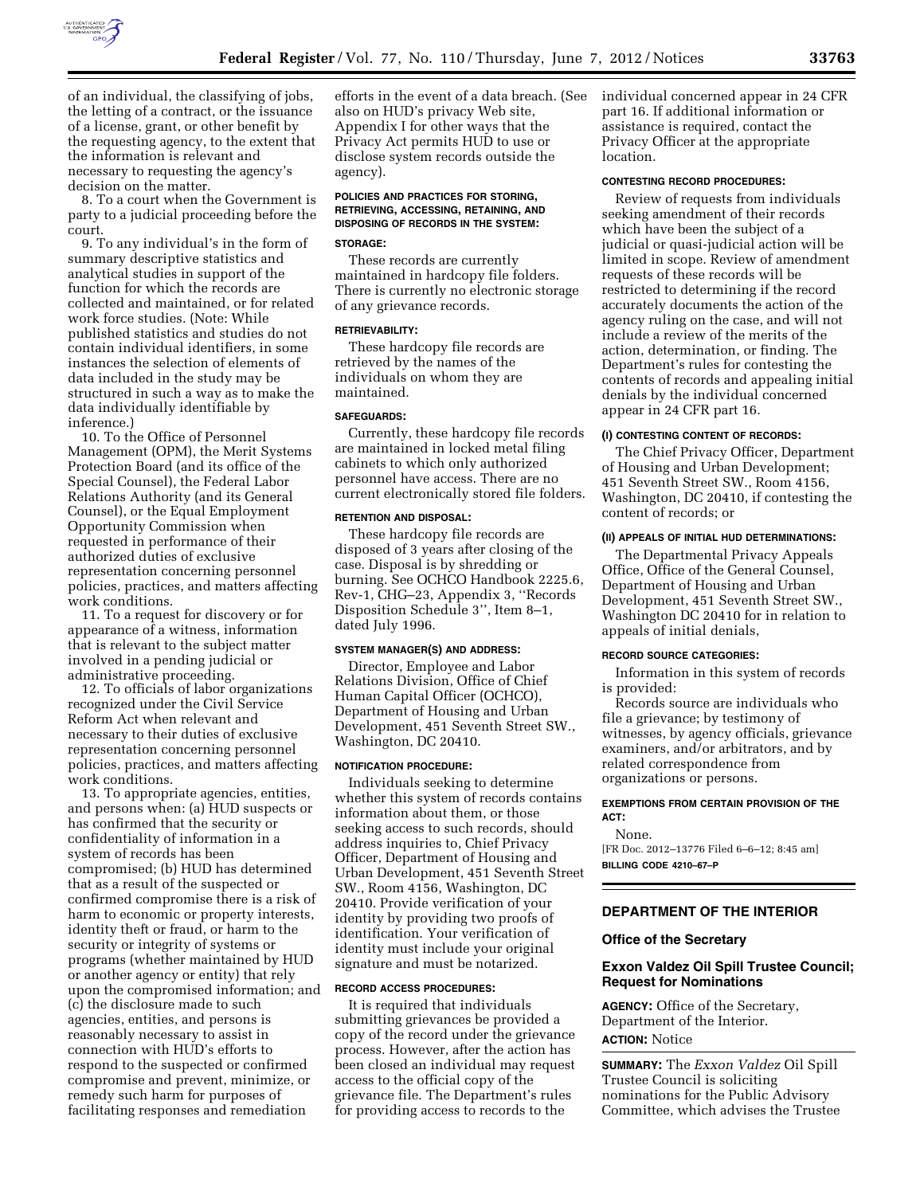of an individual, the classifying of jobs, the letting of a contract, or the issuance of a license, grant, or other benefit by the requesting agency, to the extent that the information is relevant and necessary to requesting the agency's decision on the matter.

8. To a court when the Government is party to a judicial proceeding before the court.

9. To any individual's in the form of summary descriptive statistics and analytical studies in support of the function for which the records are collected and maintained, or for related work force studies. (Note: While published statistics and studies do not contain individual identifiers, in some instances the selection of elements of data included in the study may be structured in such a way as to make the data individually identifiable by inference.)

10. To the Office of Personnel Management (OPM), the Merit Systems Protection Board (and its office of the Special Counsel), the Federal Labor Relations Authority (and its General Counsel), or the Equal Employment Opportunity Commission when requested in performance of their authorized duties of exclusive representation concerning personnel policies, practices, and matters affecting work conditions.

11. To a request for discovery or for appearance of a witness, information that is relevant to the subject matter involved in a pending judicial or administrative proceeding.

12. To officials of labor organizations recognized under the Civil Service Reform Act when relevant and necessary to their duties of exclusive representation concerning personnel policies, practices, and matters affecting work conditions.

13. To appropriate agencies, entities, and persons when: (a) HUD suspects or has confirmed that the security or confidentiality of information in a system of records has been compromised; (b) HUD has determined that as a result of the suspected or confirmed compromise there is a risk of harm to economic or property interests, identity theft or fraud, or harm to the security or integrity of systems or programs (whether maintained by HUD or another agency or entity) that rely upon the compromised information; and (c) the disclosure made to such agencies, entities, and persons is reasonably necessary to assist in connection with HUD's efforts to respond to the suspected or confirmed compromise and prevent, minimize, or remedy such harm for purposes of facilitating responses and remediation efforts in the event of a data breach. (See also on HUD's privacy Web site, Appendix I for other ways that the Privacy Act permits HUD to use or disclose system records outside the agency).

#### POLICIES AND PRACTICES FOR STORING, RETRIEVING, ACCESSING, RETAINING, AND DISPOSING OF RECORDS IN THE SYSTEM:

#### STORAGE:

These records are currently maintained in hardcopy file folders. There is currently no electronic storage of any grievance records.

#### RETRIEVABILITY:

These hardcopy file records are retrieved by the names of the individuals on whom they are maintained.

#### SAFEGUARDS:

Currently, these hardcopy file records are maintained in locked metal filing cabinets to which only authorized personnel have access. There are no current electronically stored file folders.

#### RETENTION AND DISPOSAL:

These hardcopy file records are disposed of 3 years after closing of the case. Disposal is by shredding or burning. See OCHCO Handbook 2225.6, Rev-1, CHG–23, Appendix 3, ''Records Disposition Schedule 3'', Item 8–1, dated July 1996.

#### SYSTEM MANAGER(S) AND ADDRESS:

Director, Employee and Labor Relations Division, Office of Chief Human Capital Officer (OCHCO), Department of Housing and Urban Development, 451 Seventh Street SW., Washington, DC 20410.

#### NOTIFICATION PROCEDURE:

Individuals seeking to determine whether this system of records contains information about them, or those seeking access to such records, should address inquiries to, Chief Privacy Officer, Department of Housing and Urban Development, 451 Seventh Street SW., Room 4156, Washington, DC 20410. Provide verification of your identity by providing two proofs of identification. Your verification of identity must include your original signature and must be notarized.

#### RECORD ACCESS PROCEDURES:

It is required that individuals submitting grievances be provided a copy of the record under the grievance process. However, after the action has been closed an individual may request access to the official copy of the grievance file. The Department's rules for providing access to records to the individual concerned appear in 24 CFR part 16. If additional information or assistance is required, contact the Privacy Officer at the appropriate location.

#### CONTESTING RECORD PROCEDURES:

Review of requests from individuals seeking amendment of their records which have been the subject of a judicial or quasi-judicial action will be limited in scope. Review of amendment requests of these records will be restricted to determining if the record accurately documents the action of the agency ruling on the case, and will not include a review of the merits of the action, determination, or finding. The Department's rules for contesting the contents of records and appealing initial denials by the individual concerned appear in 24 CFR part 16.

#### (I) CONTESTING CONTENT OF RECORDS:

The Chief Privacy Officer, Department of Housing and Urban Development; 451 Seventh Street SW., Room 4156, Washington, DC 20410, if contesting the content of records; or

#### (II) APPEALS OF INITIAL HUD DETERMINATIONS:

The Departmental Privacy Appeals Office, Office of the General Counsel, Department of Housing and Urban Development, 451 Seventh Street SW., Washington DC 20410 for in relation to appeals of initial denials,

#### RECORD SOURCE CATEGORIES:

Information in this system of records is provided:

Records source are individuals who file a grievance; by testimony of witnesses, by agency officials, grievance examiners, and/or arbitrators, and by related correspondence from organizations or persons.

#### EXEMPTIONS FROM CERTAIN PROVISION OF THE ACT:

None.

[FR Doc. 2012–13776 Filed 6–6–12; 8:45 am]

**BILLING CODE 4210–67–P**

---

## DEPARTMENT OF THE INTERIOR

### Office of the Secretary

### Exxon Valdez Oil Spill Trustee Council; Request for Nominations

**AGENCY:** Office of the Secretary, Department of the Interior.

**ACTION:** Notice

**SUMMARY:** The *Exxon Valdez* Oil Spill Trustee Council is soliciting nominations for the Public Advisory Committee, which advises the Trustee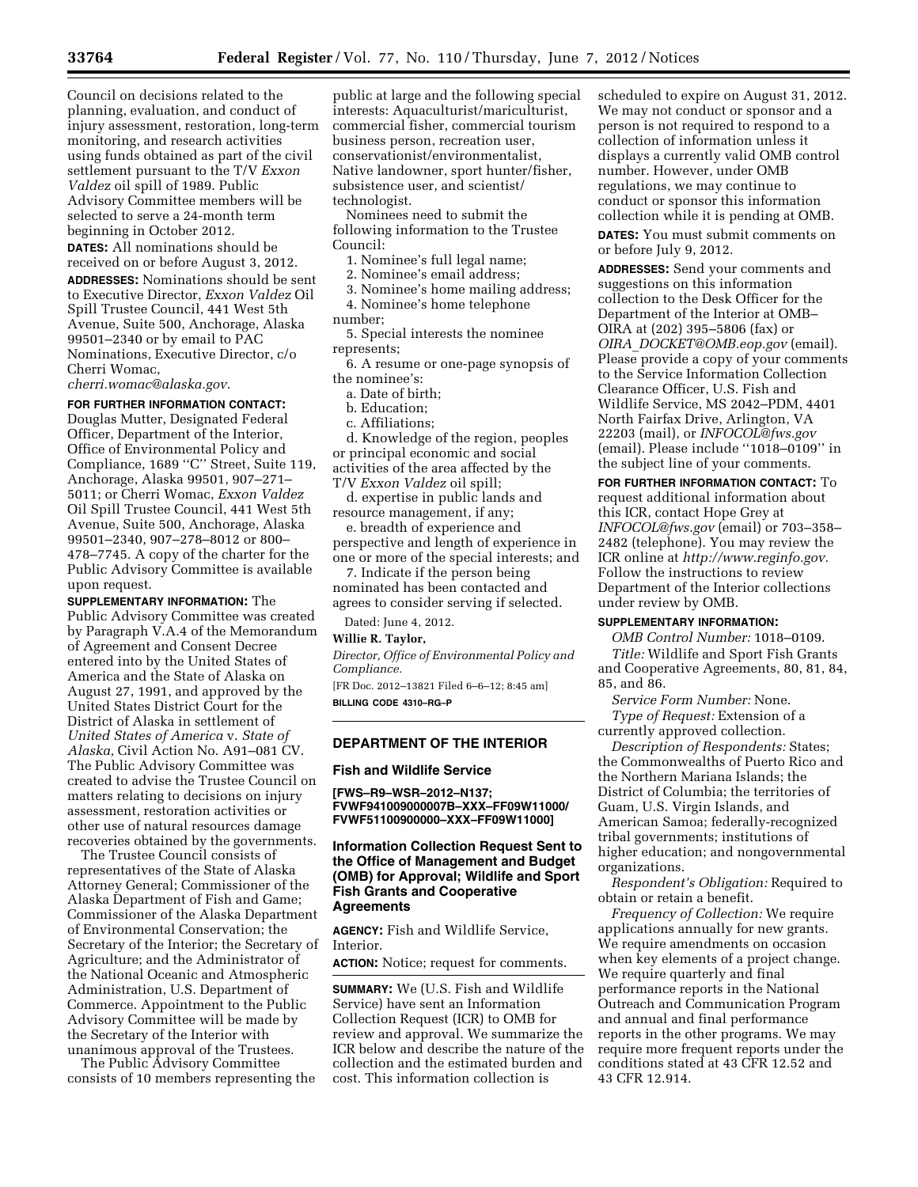Council on decisions related to the planning, evaluation, and conduct of injury assessment, restoration, long-term monitoring, and research activities using funds obtained as part of the civil settlement pursuant to the T/V *Exxon Valdez* oil spill of 1989. Public Advisory Committee members will be selected to serve a 24-month term beginning in October 2012.

**DATES:** All nominations should be received on or before August 3, 2012.

**ADDRESSES:** Nominations should be sent to Executive Director, *Exxon Valdez* Oil Spill Trustee Council, 441 West 5th Avenue, Suite 500, Anchorage, Alaska 99501–2340 or by email to PAC Nominations, Executive Director, c/o Cherri Womac, *cherri.womac@alaska.gov*.

**FOR FURTHER INFORMATION CONTACT:** Douglas Mutter, Designated Federal Officer, Department of the Interior, Office of Environmental Policy and Compliance, 1689 ''C'' Street, Suite 119, Anchorage, Alaska 99501, 907–271–5011; or Cherri Womac, *Exxon Valdez* Oil Spill Trustee Council, 441 West 5th Avenue, Suite 500, Anchorage, Alaska 99501–2340, 907–278–8012 or 800–478–7745. A copy of the charter for the Public Advisory Committee is available upon request.

**SUPPLEMENTARY INFORMATION:** The Public Advisory Committee was created by Paragraph V.A.4 of the Memorandum of Agreement and Consent Decree entered into by the United States of America and the State of Alaska on August 27, 1991, and approved by the United States District Court for the District of Alaska in settlement of *United States of America* v. *State of Alaska,* Civil Action No. A91–081 CV. The Public Advisory Committee was created to advise the Trustee Council on matters relating to decisions on injury assessment, restoration activities or other use of natural resources damage recoveries obtained by the governments.

The Trustee Council consists of representatives of the State of Alaska Attorney General; Commissioner of the Alaska Department of Fish and Game; Commissioner of the Alaska Department of Environmental Conservation; the Secretary of the Interior; the Secretary of Agriculture; and the Administrator of the National Oceanic and Atmospheric Administration, U.S. Department of Commerce. Appointment to the Public Advisory Committee will be made by the Secretary of the Interior with unanimous approval of the Trustees.

The Public Advisory Committee consists of 10 members representing the public at large and the following special interests: Aquaculturist/mariculturist, commercial fisher, commercial tourism business person, recreation user, conservationist/environmentalist, Native landowner, sport hunter/fisher, subsistence user, and scientist/technologist.

Nominees need to submit the following information to the Trustee Council:

1. Nominee's full legal name;
2. Nominee's email address;
3. Nominee's home mailing address;
4. Nominee's home telephone number;
5. Special interests the nominee represents;
6. A resume or one-page synopsis of the nominee's:
   a. Date of birth;
   b. Education;
   c. Affiliations;
   d. Knowledge of the region, peoples or principal economic and social activities of the area affected by the T/V *Exxon Valdez* oil spill;
   d. expertise in public lands and resource management, if any;
   e. breadth of experience and perspective and length of experience in one or more of the special interests; and
7. Indicate if the person being nominated has been contacted and agrees to consider serving if selected.

Dated: June 4, 2012.

**Willie R. Taylor,**

*Director, Office of Environmental Policy and Compliance.*

[FR Doc. 2012–13821 Filed 6–6–12; 8:45 am]

**BILLING CODE 4310–RG–P**

## DEPARTMENT OF THE INTERIOR

### Fish and Wildlife Service

**[FWS–R9–WSR–2012–N137; FVWF941009000007B–XXX–FF09W11000/FVWF51100900000–XXX–FF09W11000]**

### Information Collection Request Sent to the Office of Management and Budget (OMB) for Approval; Wildlife and Sport Fish Grants and Cooperative Agreements

**AGENCY:** Fish and Wildlife Service, Interior.

**ACTION:** Notice; request for comments.

**SUMMARY:** We (U.S. Fish and Wildlife Service) have sent an Information Collection Request (ICR) to OMB for review and approval. We summarize the ICR below and describe the nature of the collection and the estimated burden and cost. This information collection is scheduled to expire on August 31, 2012. We may not conduct or sponsor and a person is not required to respond to a collection of information unless it displays a currently valid OMB control number. However, under OMB regulations, we may continue to conduct or sponsor this information collection while it is pending at OMB.

**DATES:** You must submit comments on or before July 9, 2012.

**ADDRESSES:** Send your comments and suggestions on this information collection to the Desk Officer for the Department of the Interior at OMB–OIRA at (202) 395–5806 (fax) or *OIRA_DOCKET@OMB.eop.gov* (email). Please provide a copy of your comments to the Service Information Collection Clearance Officer, U.S. Fish and Wildlife Service, MS 2042–PDM, 4401 North Fairfax Drive, Arlington, VA 22203 (mail), or *INFOCOL@fws.gov* (email). Please include ''1018–0109'' in the subject line of your comments.

**FOR FURTHER INFORMATION CONTACT:** To request additional information about this ICR, contact Hope Grey at *INFOCOL@fws.gov* (email) or 703–358–2482 (telephone). You may review the ICR online at *http://www.reginfo.gov.* Follow the instructions to review Department of the Interior collections under review by OMB.

**SUPPLEMENTARY INFORMATION:**

*OMB Control Number:* 1018–0109.

*Title:* Wildlife and Sport Fish Grants and Cooperative Agreements, 80, 81, 84, 85, and 86.

*Service Form Number:* None.

*Type of Request:* Extension of a currently approved collection.

*Description of Respondents:* States; the Commonwealths of Puerto Rico and the Northern Mariana Islands; the District of Columbia; the territories of Guam, U.S. Virgin Islands, and American Samoa; federally-recognized tribal governments; institutions of higher education; and nongovernmental organizations.

*Respondent's Obligation:* Required to obtain or retain a benefit.

*Frequency of Collection:* We require applications annually for new grants. We require amendments on occasion when key elements of a project change. We require quarterly and final performance reports in the National Outreach and Communication Program and annual and final performance reports in the other programs. We may require more frequent reports under the conditions stated at 43 CFR 12.52 and 43 CFR 12.914.